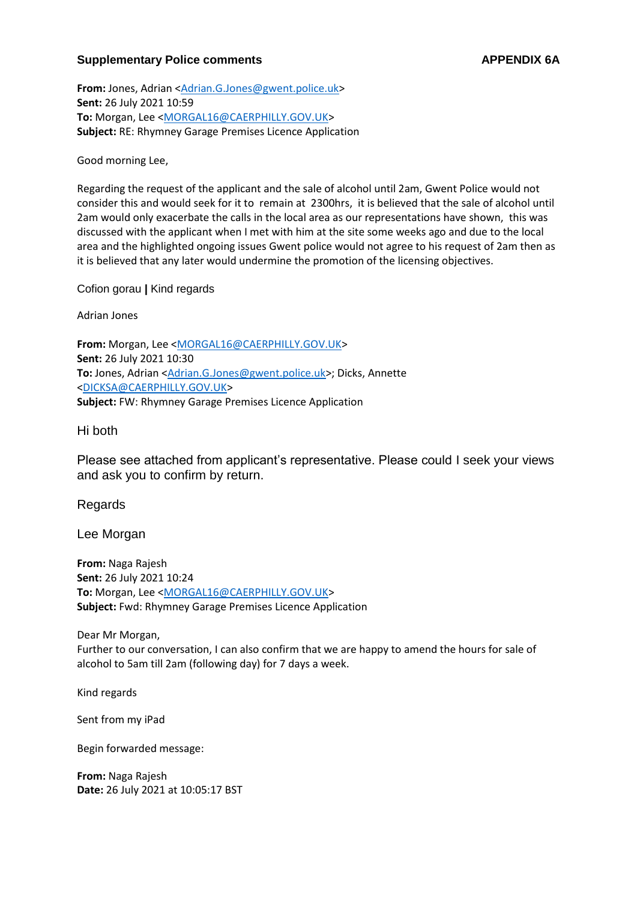**Supplementary Police comments** **APPENDIX 6A**

**From:** Jones, Adrian <Adrian.G.Jones@gwent.police.uk>
**Sent:** 26 July 2021 10:59
**To:** Morgan, Lee <MORGAL16@CAERPHILLY.GOV.UK>
**Subject:** RE: Rhymney Garage Premises Licence Application

Good morning Lee,

Regarding the request of the applicant and the sale of alcohol until 2am, Gwent Police would not consider this and would seek for it to remain at 2300hrs, it is believed that the sale of alcohol until 2am would only exacerbate the calls in the local area as our representations have shown, this was discussed with the applicant when I met with him at the site some weeks ago and due to the local area and the highlighted ongoing issues Gwent police would not agree to his request of 2am then as it is believed that any later would undermine the promotion of the licensing objectives.

Cofion gorau **|** Kind regards

Adrian Jones

**From:** Morgan, Lee <MORGAL16@CAERPHILLY.GOV.UK>
**Sent:** 26 July 2021 10:30
**To:** Jones, Adrian <Adrian.G.Jones@gwent.police.uk>; Dicks, Annette <DICKSA@CAERPHILLY.GOV.UK>
**Subject:** FW: Rhymney Garage Premises Licence Application

Hi both

Please see attached from applicant's representative. Please could I seek your views and ask you to confirm by return.

Regards

Lee Morgan

**From:** Naga Rajesh
**Sent:** 26 July 2021 10:24
**To:** Morgan, Lee <MORGAL16@CAERPHILLY.GOV.UK>
**Subject:** Fwd: Rhymney Garage Premises Licence Application

Dear Mr Morgan,
Further to our conversation, I can also confirm that we are happy to amend the hours for sale of alcohol to 5am till 2am (following day) for 7 days a week.

Kind regards

Sent from my iPad

Begin forwarded message:

**From:** Naga Rajesh
**Date:** 26 July 2021 at 10:05:17 BST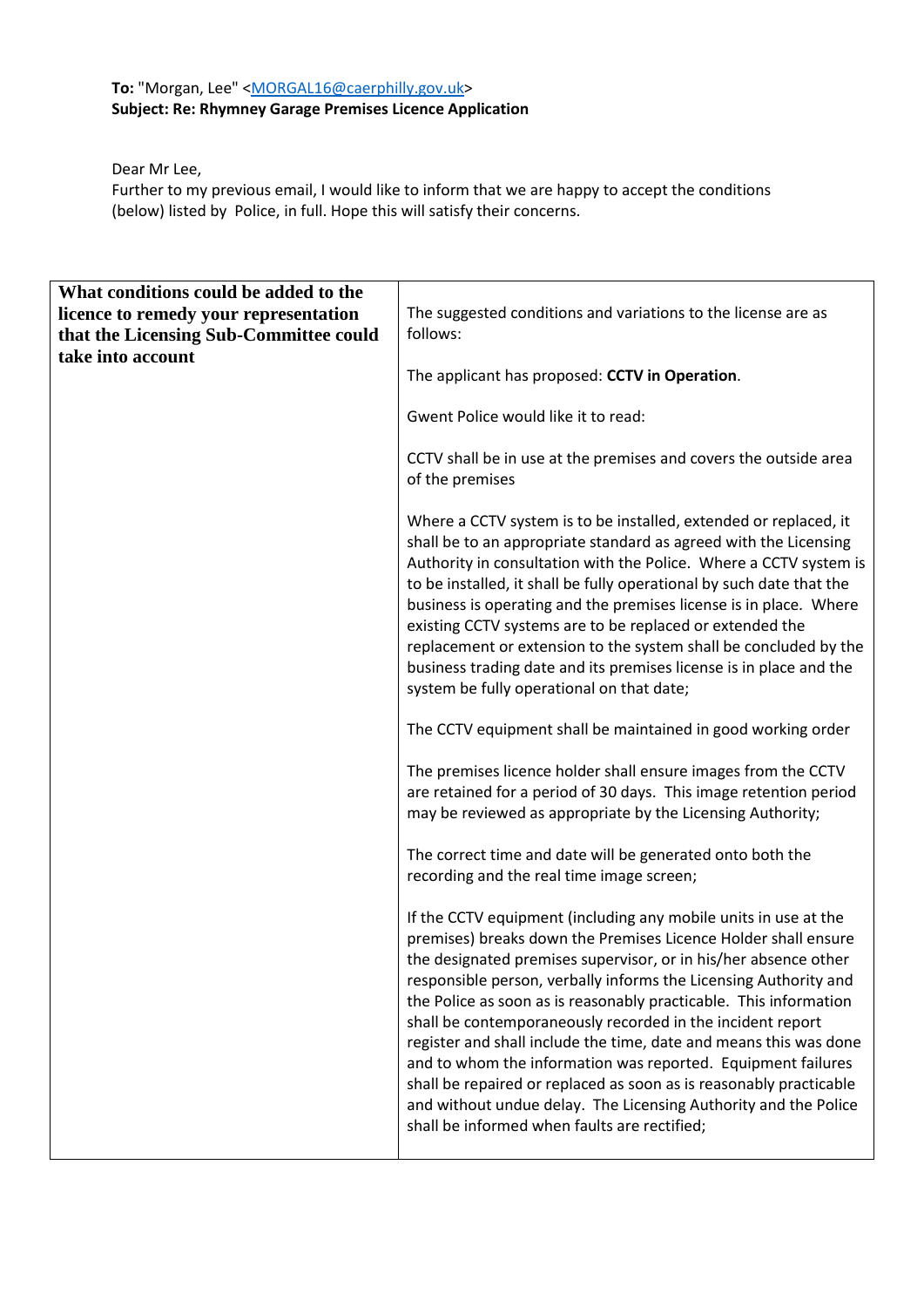**To:** "Morgan, Lee" <MORGAL16@caerphilly.gov.uk>
**Subject: Re: Rhymney Garage Premises Licence Application**

Dear Mr Lee,
Further to my previous email, I would like to inform that we are happy to accept the conditions (below) listed by Police, in full. Hope this will satisfy their concerns.

| **What conditions could be added to the licence to remedy your representation that the Licensing Sub-Committee could take into account** | The suggested conditions and variations to the license are as follows:<br><br>The applicant has proposed: **CCTV in Operation**.<br><br>Gwent Police would like it to read:<br><br>CCTV shall be in use at the premises and covers the outside area of the premises<br><br>Where a CCTV system is to be installed, extended or replaced, it shall be to an appropriate standard as agreed with the Licensing Authority in consultation with the Police. Where a CCTV system is to be installed, it shall be fully operational by such date that the business is operating and the premises license is in place. Where existing CCTV systems are to be replaced or extended the replacement or extension to the system shall be concluded by the business trading date and its premises license is in place and the system be fully operational on that date;<br><br>The CCTV equipment shall be maintained in good working order<br><br>The premises licence holder shall ensure images from the CCTV are retained for a period of 30 days. This image retention period may be reviewed as appropriate by the Licensing Authority;<br><br>The correct time and date will be generated onto both the recording and the real time image screen;<br><br>If the CCTV equipment (including any mobile units in use at the premises) breaks down the Premises Licence Holder shall ensure the designated premises supervisor, or in his/her absence other responsible person, verbally informs the Licensing Authority and the Police as soon as is reasonably practicable. This information shall be contemporaneously recorded in the incident report register and shall include the time, date and means this was done and to whom the information was reported. Equipment failures shall be repaired or replaced as soon as is reasonably practicable and without undue delay. The Licensing Authority and the Police shall be informed when faults are rectified; |
|---|---|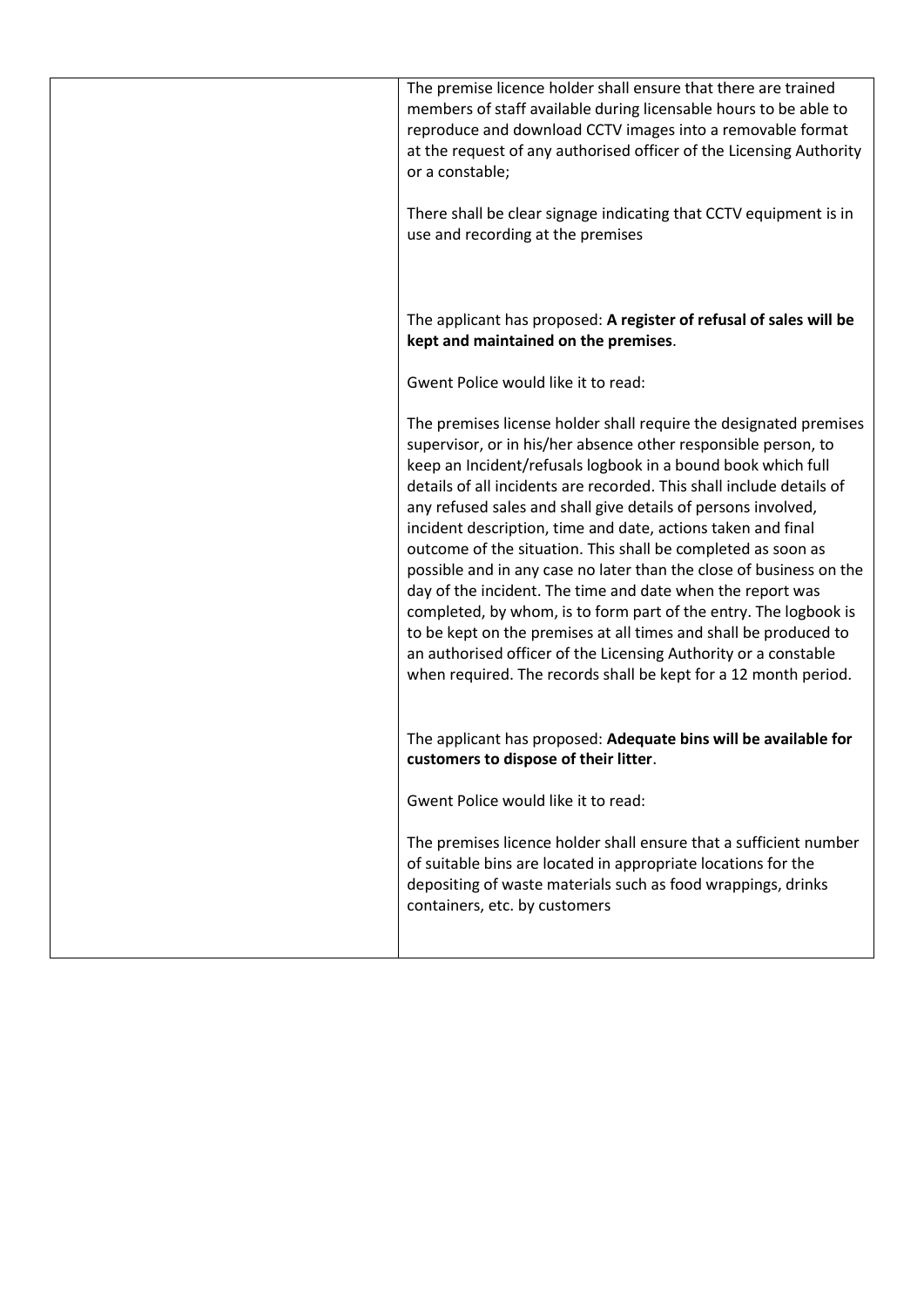| | |
|---|---|
| | The premise licence holder shall ensure that there are trained members of staff available during licensable hours to be able to reproduce and download CCTV images into a removable format at the request of any authorised officer of the Licensing Authority or a constable;<br><br>There shall be clear signage indicating that CCTV equipment is in use and recording at the premises<br><br>The applicant has proposed: **A register of refusal of sales will be kept and maintained on the premises**.<br><br>Gwent Police would like it to read:<br><br>The premises license holder shall require the designated premises supervisor, or in his/her absence other responsible person, to keep an Incident/refusals logbook in a bound book which full details of all incidents are recorded. This shall include details of any refused sales and shall give details of persons involved, incident description, time and date, actions taken and final outcome of the situation. This shall be completed as soon as possible and in any case no later than the close of business on the day of the incident. The time and date when the report was completed, by whom, is to form part of the entry. The logbook is to be kept on the premises at all times and shall be produced to an authorised officer of the Licensing Authority or a constable when required. The records shall be kept for a 12 month period.<br><br>The applicant has proposed: **Adequate bins will be available for customers to dispose of their litter**.<br><br>Gwent Police would like it to read:<br><br>The premises licence holder shall ensure that a sufficient number of suitable bins are located in appropriate locations for the depositing of waste materials such as food wrappings, drinks containers, etc. by customers |